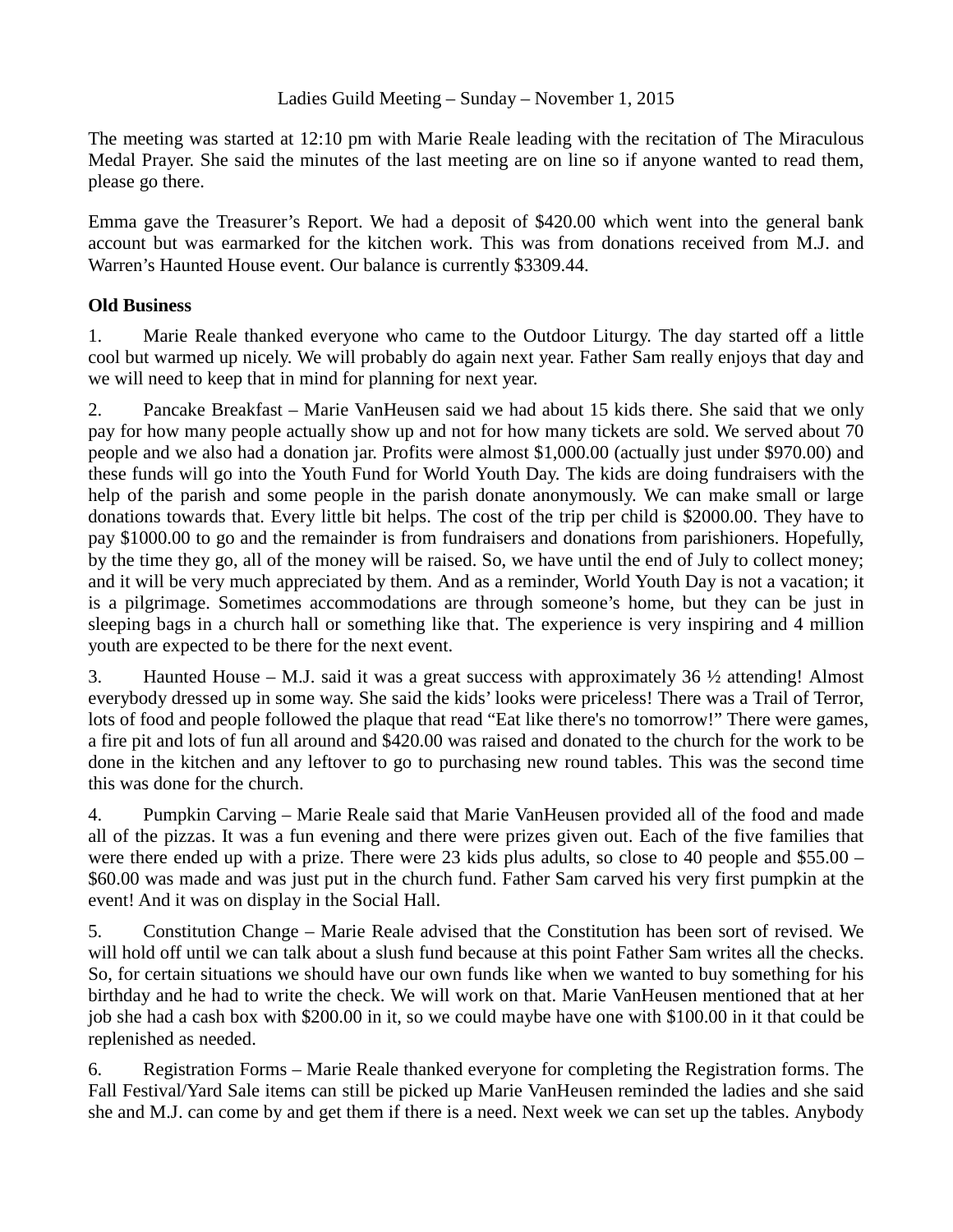Ladies Guild Meeting – Sunday – November 1, 2015

The meeting was started at 12:10 pm with Marie Reale leading with the recitation of The Miraculous Medal Prayer. She said the minutes of the last meeting are on line so if anyone wanted to read them, please go there.

Emma gave the Treasurer's Report. We had a deposit of $420.00 which went into the general bank account but was earmarked for the kitchen work. This was from donations received from M.J. and Warren's Haunted House event. Our balance is currently $3309.44.

**Old Business**

1. Marie Reale thanked everyone who came to the Outdoor Liturgy. The day started off a little cool but warmed up nicely. We will probably do again next year. Father Sam really enjoys that day and we will need to keep that in mind for planning for next year.

2. Pancake Breakfast – Marie VanHeusen said we had about 15 kids there. She said that we only pay for how many people actually show up and not for how many tickets are sold. We served about 70 people and we also had a donation jar. Profits were almost $1,000.00 (actually just under $970.00) and these funds will go into the Youth Fund for World Youth Day. The kids are doing fundraisers with the help of the parish and some people in the parish donate anonymously. We can make small or large donations towards that. Every little bit helps. The cost of the trip per child is $2000.00. They have to pay $1000.00 to go and the remainder is from fundraisers and donations from parishioners. Hopefully, by the time they go, all of the money will be raised. So, we have until the end of July to collect money; and it will be very much appreciated by them. And as a reminder, World Youth Day is not a vacation; it is a pilgrimage. Sometimes accommodations are through someone's home, but they can be just in sleeping bags in a church hall or something like that. The experience is very inspiring and 4 million youth are expected to be there for the next event.

3. Haunted House – M.J. said it was a great success with approximately 36 ½ attending! Almost everybody dressed up in some way. She said the kids' looks were priceless! There was a Trail of Terror, lots of food and people followed the plaque that read "Eat like there's no tomorrow!" There were games, a fire pit and lots of fun all around and $420.00 was raised and donated to the church for the work to be done in the kitchen and any leftover to go to purchasing new round tables. This was the second time this was done for the church.

4. Pumpkin Carving – Marie Reale said that Marie VanHeusen provided all of the food and made all of the pizzas. It was a fun evening and there were prizes given out. Each of the five families that were there ended up with a prize. There were 23 kids plus adults, so close to 40 people and $55.00 – $60.00 was made and was just put in the church fund. Father Sam carved his very first pumpkin at the event! And it was on display in the Social Hall.

5. Constitution Change – Marie Reale advised that the Constitution has been sort of revised. We will hold off until we can talk about a slush fund because at this point Father Sam writes all the checks. So, for certain situations we should have our own funds like when we wanted to buy something for his birthday and he had to write the check. We will work on that. Marie VanHeusen mentioned that at her job she had a cash box with $200.00 in it, so we could maybe have one with $100.00 in it that could be replenished as needed.

6. Registration Forms – Marie Reale thanked everyone for completing the Registration forms. The Fall Festival/Yard Sale items can still be picked up Marie VanHeusen reminded the ladies and she said she and M.J. can come by and get them if there is a need. Next week we can set up the tables. Anybody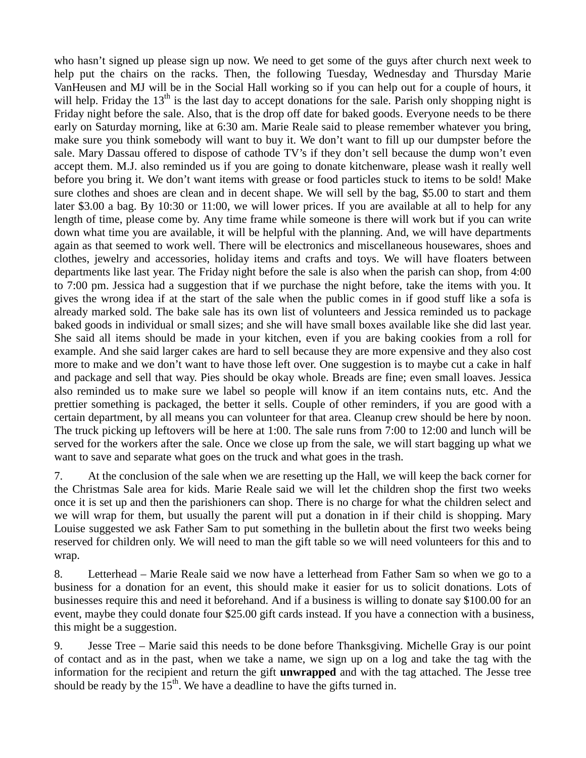who hasn't signed up please sign up now. We need to get some of the guys after church next week to help put the chairs on the racks. Then, the following Tuesday, Wednesday and Thursday Marie VanHeusen and MJ will be in the Social Hall working so if you can help out for a couple of hours, it will help. Friday the 13th is the last day to accept donations for the sale. Parish only shopping night is Friday night before the sale. Also, that is the drop off date for baked goods. Everyone needs to be there early on Saturday morning, like at 6:30 am. Marie Reale said to please remember whatever you bring, make sure you think somebody will want to buy it. We don't want to fill up our dumpster before the sale. Mary Dassau offered to dispose of cathode TV's if they don't sell because the dump won't even accept them. M.J. also reminded us if you are going to donate kitchenware, please wash it really well before you bring it. We don't want items with grease or food particles stuck to items to be sold! Make sure clothes and shoes are clean and in decent shape. We will sell by the bag, $5.00 to start and them later $3.00 a bag. By 10:30 or 11:00, we will lower prices. If you are available at all to help for any length of time, please come by. Any time frame while someone is there will work but if you can write down what time you are available, it will be helpful with the planning. And, we will have departments again as that seemed to work well. There will be electronics and miscellaneous housewares, shoes and clothes, jewelry and accessories, holiday items and crafts and toys. We will have floaters between departments like last year. The Friday night before the sale is also when the parish can shop, from 4:00 to 7:00 pm. Jessica had a suggestion that if we purchase the night before, take the items with you. It gives the wrong idea if at the start of the sale when the public comes in if good stuff like a sofa is already marked sold. The bake sale has its own list of volunteers and Jessica reminded us to package baked goods in individual or small sizes; and she will have small boxes available like she did last year. She said all items should be made in your kitchen, even if you are baking cookies from a roll for example. And she said larger cakes are hard to sell because they are more expensive and they also cost more to make and we don't want to have those left over. One suggestion is to maybe cut a cake in half and package and sell that way. Pies should be okay whole. Breads are fine; even small loaves. Jessica also reminded us to make sure we label so people will know if an item contains nuts, etc. And the prettier something is packaged, the better it sells. Couple of other reminders, if you are good with a certain department, by all means you can volunteer for that area. Cleanup crew should be here by noon. The truck picking up leftovers will be here at 1:00. The sale runs from 7:00 to 12:00 and lunch will be served for the workers after the sale. Once we close up from the sale, we will start bagging up what we want to save and separate what goes on the truck and what goes in the trash.

7. At the conclusion of the sale when we are resetting up the Hall, we will keep the back corner for the Christmas Sale area for kids. Marie Reale said we will let the children shop the first two weeks once it is set up and then the parishioners can shop. There is no charge for what the children select and we will wrap for them, but usually the parent will put a donation in if their child is shopping. Mary Louise suggested we ask Father Sam to put something in the bulletin about the first two weeks being reserved for children only. We will need to man the gift table so we will need volunteers for this and to wrap.

8. Letterhead – Marie Reale said we now have a letterhead from Father Sam so when we go to a business for a donation for an event, this should make it easier for us to solicit donations. Lots of businesses require this and need it beforehand. And if a business is willing to donate say $100.00 for an event, maybe they could donate four $25.00 gift cards instead. If you have a connection with a business, this might be a suggestion.

9. Jesse Tree – Marie said this needs to be done before Thanksgiving. Michelle Gray is our point of contact and as in the past, when we take a name, we sign up on a log and take the tag with the information for the recipient and return the gift **unwrapped** and with the tag attached. The Jesse tree should be ready by the 15th. We have a deadline to have the gifts turned in.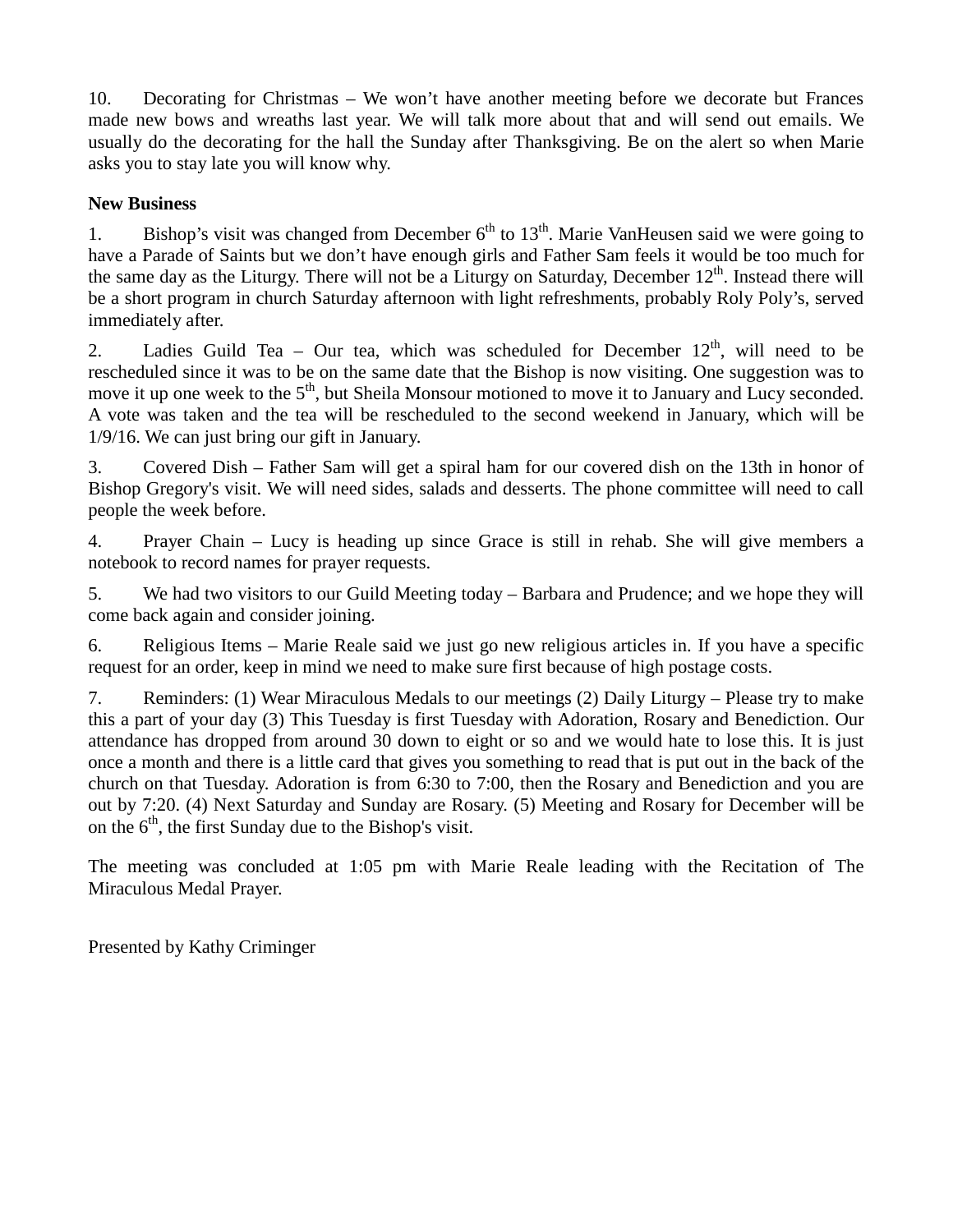10. Decorating for Christmas – We won't have another meeting before we decorate but Frances made new bows and wreaths last year. We will talk more about that and will send out emails. We usually do the decorating for the hall the Sunday after Thanksgiving. Be on the alert so when Marie asks you to stay late you will know why.

**New Business**

1. Bishop's visit was changed from December 6th to 13th. Marie VanHeusen said we were going to have a Parade of Saints but we don't have enough girls and Father Sam feels it would be too much for the same day as the Liturgy. There will not be a Liturgy on Saturday, December 12th. Instead there will be a short program in church Saturday afternoon with light refreshments, probably Roly Poly's, served immediately after.

2. Ladies Guild Tea – Our tea, which was scheduled for December 12th, will need to be rescheduled since it was to be on the same date that the Bishop is now visiting. One suggestion was to move it up one week to the 5th, but Sheila Monsour motioned to move it to January and Lucy seconded. A vote was taken and the tea will be rescheduled to the second weekend in January, which will be 1/9/16. We can just bring our gift in January.

3. Covered Dish – Father Sam will get a spiral ham for our covered dish on the 13th in honor of Bishop Gregory's visit. We will need sides, salads and desserts. The phone committee will need to call people the week before.

4. Prayer Chain – Lucy is heading up since Grace is still in rehab. She will give members a notebook to record names for prayer requests.

5. We had two visitors to our Guild Meeting today – Barbara and Prudence; and we hope they will come back again and consider joining.

6. Religious Items – Marie Reale said we just go new religious articles in. If you have a specific request for an order, keep in mind we need to make sure first because of high postage costs.

7. Reminders: (1) Wear Miraculous Medals to our meetings (2) Daily Liturgy – Please try to make this a part of your day (3) This Tuesday is first Tuesday with Adoration, Rosary and Benediction. Our attendance has dropped from around 30 down to eight or so and we would hate to lose this. It is just once a month and there is a little card that gives you something to read that is put out in the back of the church on that Tuesday. Adoration is from 6:30 to 7:00, then the Rosary and Benediction and you are out by 7:20. (4) Next Saturday and Sunday are Rosary. (5) Meeting and Rosary for December will be on the 6th, the first Sunday due to the Bishop's visit.

The meeting was concluded at 1:05 pm with Marie Reale leading with the Recitation of The Miraculous Medal Prayer.

Presented by Kathy Criminger